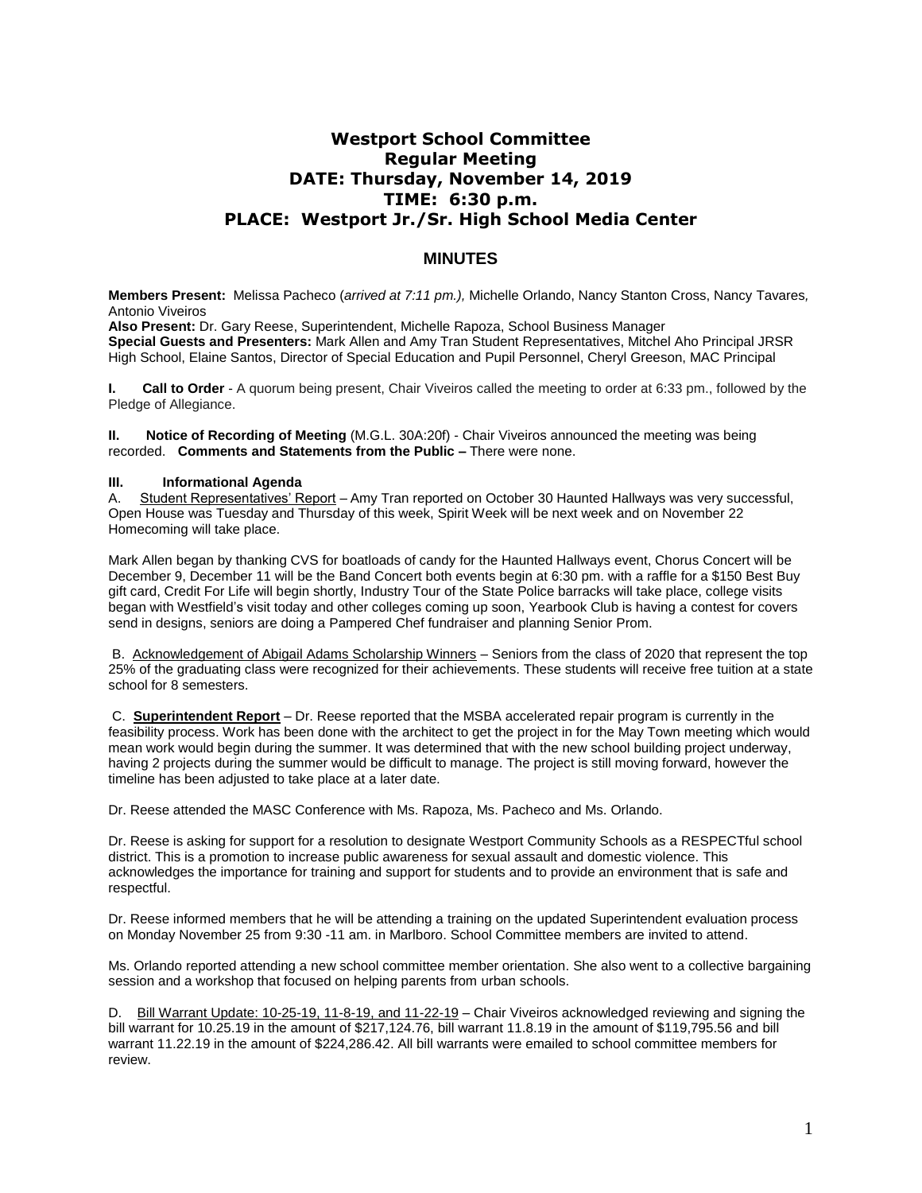# Westport School Committee
# Regular Meeting
# DATE: Thursday, November 14, 2019
# TIME: 6:30 p.m.
# PLACE: Westport Jr./Sr. High School Media Center

## MINUTES

**Members Present:** Melissa Pacheco (*arrived at 7:11 pm.),* Michelle Orlando, Nancy Stanton Cross, Nancy Tavares*,* Antonio Viveiros
**Also Present:** Dr. Gary Reese, Superintendent, Michelle Rapoza, School Business Manager
**Special Guests and Presenters:** Mark Allen and Amy Tran Student Representatives, Mitchel Aho Principal JRSR High School, Elaine Santos, Director of Special Education and Pupil Personnel, Cheryl Greeson, MAC Principal

**I. Call to Order** - A quorum being present, Chair Viveiros called the meeting to order at 6:33 pm., followed by the Pledge of Allegiance.

**II. Notice of Recording of Meeting** (M.G.L. 30A:20f) - Chair Viveiros announced the meeting was being recorded. **Comments and Statements from the Public –** There were none.

**III. Informational Agenda**

A. Student Representatives' Report – Amy Tran reported on October 30 Haunted Hallways was very successful, Open House was Tuesday and Thursday of this week, Spirit Week will be next week and on November 22 Homecoming will take place.

Mark Allen began by thanking CVS for boatloads of candy for the Haunted Hallways event, Chorus Concert will be December 9, December 11 will be the Band Concert both events begin at 6:30 pm. with a raffle for a $150 Best Buy gift card, Credit For Life will begin shortly, Industry Tour of the State Police barracks will take place, college visits began with Westfield's visit today and other colleges coming up soon, Yearbook Club is having a contest for covers send in designs, seniors are doing a Pampered Chef fundraiser and planning Senior Prom.

B. Acknowledgement of Abigail Adams Scholarship Winners – Seniors from the class of 2020 that represent the top 25% of the graduating class were recognized for their achievements. These students will receive free tuition at a state school for 8 semesters.

C. **Superintendent Report** – Dr. Reese reported that the MSBA accelerated repair program is currently in the feasibility process. Work has been done with the architect to get the project in for the May Town meeting which would mean work would begin during the summer. It was determined that with the new school building project underway, having 2 projects during the summer would be difficult to manage. The project is still moving forward, however the timeline has been adjusted to take place at a later date.

Dr. Reese attended the MASC Conference with Ms. Rapoza, Ms. Pacheco and Ms. Orlando.

Dr. Reese is asking for support for a resolution to designate Westport Community Schools as a RESPECTful school district. This is a promotion to increase public awareness for sexual assault and domestic violence. This acknowledges the importance for training and support for students and to provide an environment that is safe and respectful.

Dr. Reese informed members that he will be attending a training on the updated Superintendent evaluation process on Monday November 25 from 9:30 -11 am. in Marlboro. School Committee members are invited to attend.

Ms. Orlando reported attending a new school committee member orientation. She also went to a collective bargaining session and a workshop that focused on helping parents from urban schools.

D. Bill Warrant Update: 10-25-19, 11-8-19, and 11-22-19 – Chair Viveiros acknowledged reviewing and signing the bill warrant for 10.25.19 in the amount of $217,124.76, bill warrant 11.8.19 in the amount of $119,795.56 and bill warrant 11.22.19 in the amount of $224,286.42. All bill warrants were emailed to school committee members for review.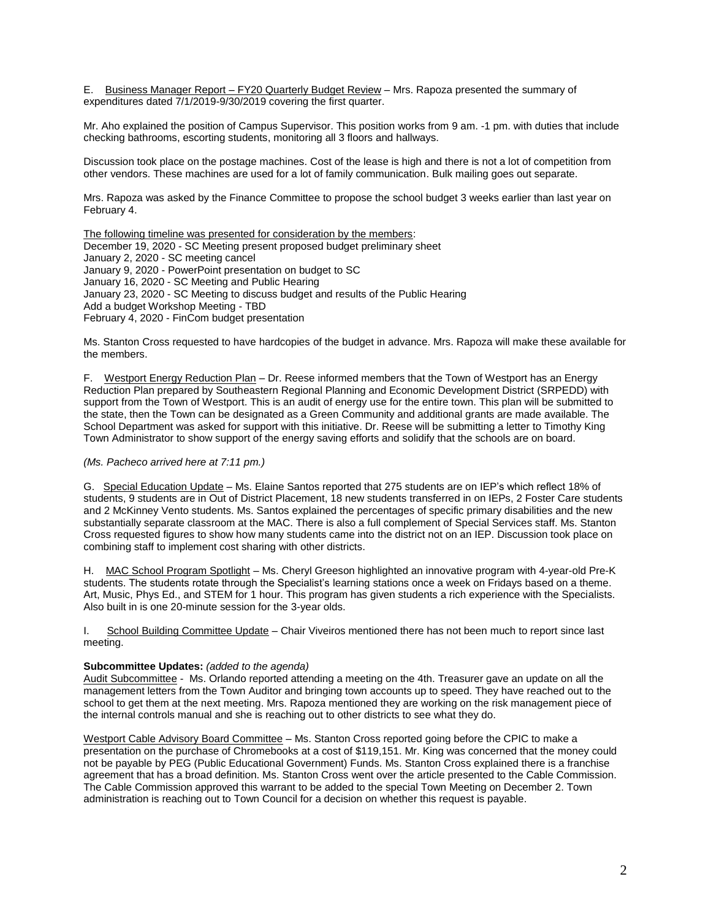E. Business Manager Report – FY20 Quarterly Budget Review – Mrs. Rapoza presented the summary of expenditures dated 7/1/2019-9/30/2019 covering the first quarter.

Mr. Aho explained the position of Campus Supervisor. This position works from 9 am. -1 pm. with duties that include checking bathrooms, escorting students, monitoring all 3 floors and hallways.

Discussion took place on the postage machines. Cost of the lease is high and there is not a lot of competition from other vendors. These machines are used for a lot of family communication. Bulk mailing goes out separate.

Mrs. Rapoza was asked by the Finance Committee to propose the school budget 3 weeks earlier than last year on February 4.

The following timeline was presented for consideration by the members:
December 19, 2020 - SC Meeting present proposed budget preliminary sheet
January 2, 2020 - SC meeting cancel
January 9, 2020 - PowerPoint presentation on budget to SC
January 16, 2020 - SC Meeting and Public Hearing
January 23, 2020 - SC Meeting to discuss budget and results of the Public Hearing
Add a budget Workshop Meeting - TBD
February 4, 2020 - FinCom budget presentation

Ms. Stanton Cross requested to have hardcopies of the budget in advance. Mrs. Rapoza will make these available for the members.

F. Westport Energy Reduction Plan – Dr. Reese informed members that the Town of Westport has an Energy Reduction Plan prepared by Southeastern Regional Planning and Economic Development District (SRPEDD) with support from the Town of Westport. This is an audit of energy use for the entire town. This plan will be submitted to the state, then the Town can be designated as a Green Community and additional grants are made available. The School Department was asked for support with this initiative. Dr. Reese will be submitting a letter to Timothy King Town Administrator to show support of the energy saving efforts and solidify that the schools are on board.

*(Ms. Pacheco arrived here at 7:11 pm.)*

G. Special Education Update – Ms. Elaine Santos reported that 275 students are on IEP's which reflect 18% of students, 9 students are in Out of District Placement, 18 new students transferred in on IEPs, 2 Foster Care students and 2 McKinney Vento students. Ms. Santos explained the percentages of specific primary disabilities and the new substantially separate classroom at the MAC. There is also a full complement of Special Services staff. Ms. Stanton Cross requested figures to show how many students came into the district not on an IEP. Discussion took place on combining staff to implement cost sharing with other districts.

H. MAC School Program Spotlight – Ms. Cheryl Greeson highlighted an innovative program with 4-year-old Pre-K students. The students rotate through the Specialist's learning stations once a week on Fridays based on a theme. Art, Music, Phys Ed., and STEM for 1 hour. This program has given students a rich experience with the Specialists. Also built in is one 20-minute session for the 3-year olds.

I. School Building Committee Update – Chair Viveiros mentioned there has not been much to report since last meeting.

**Subcommittee Updates:** *(added to the agenda)*

Audit Subcommittee - Ms. Orlando reported attending a meeting on the 4th. Treasurer gave an update on all the management letters from the Town Auditor and bringing town accounts up to speed. They have reached out to the school to get them at the next meeting. Mrs. Rapoza mentioned they are working on the risk management piece of the internal controls manual and she is reaching out to other districts to see what they do.

Westport Cable Advisory Board Committee – Ms. Stanton Cross reported going before the CPIC to make a presentation on the purchase of Chromebooks at a cost of $119,151. Mr. King was concerned that the money could not be payable by PEG (Public Educational Government) Funds. Ms. Stanton Cross explained there is a franchise agreement that has a broad definition. Ms. Stanton Cross went over the article presented to the Cable Commission. The Cable Commission approved this warrant to be added to the special Town Meeting on December 2. Town administration is reaching out to Town Council for a decision on whether this request is payable.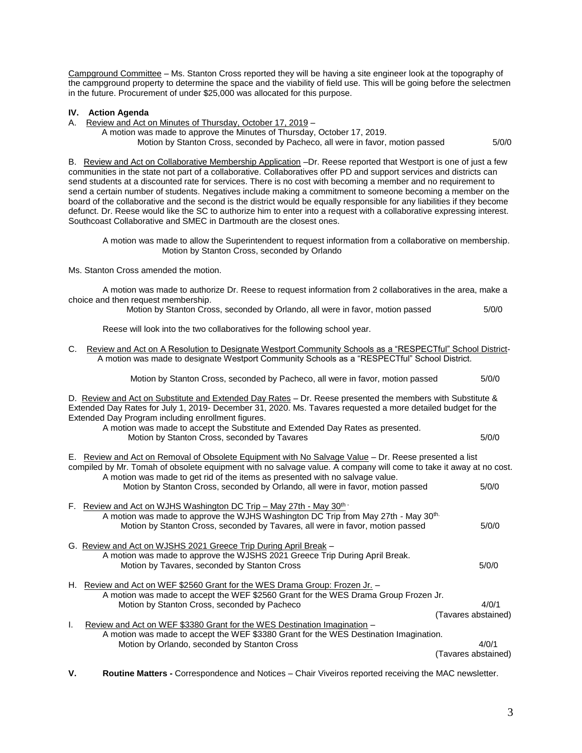Campground Committee – Ms. Stanton Cross reported they will be having a site engineer look at the topography of the campground property to determine the space and the viability of field use. This will be going before the selectmen in the future. Procurement of under $25,000 was allocated for this purpose.

## IV. Action Agenda

A. Review and Act on Minutes of Thursday, October 17, 2019 –

A motion was made to approve the Minutes of Thursday, October 17, 2019.
Motion by Stanton Cross, seconded by Pacheco, all were in favor, motion passed 5/0/0

B. Review and Act on Collaborative Membership Application –Dr. Reese reported that Westport is one of just a few communities in the state not part of a collaborative. Collaboratives offer PD and support services and districts can send students at a discounted rate for services. There is no cost with becoming a member and no requirement to send a certain number of students. Negatives include making a commitment to someone becoming a member on the board of the collaborative and the second is the district would be equally responsible for any liabilities if they become defunct. Dr. Reese would like the SC to authorize him to enter into a request with a collaborative expressing interest. Southcoast Collaborative and SMEC in Dartmouth are the closest ones.

A motion was made to allow the Superintendent to request information from a collaborative on membership.
Motion by Stanton Cross, seconded by Orlando

Ms. Stanton Cross amended the motion.

A motion was made to authorize Dr. Reese to request information from 2 collaboratives in the area, make a choice and then request membership.
Motion by Stanton Cross, seconded by Orlando, all were in favor, motion passed 5/0/0

Reese will look into the two collaboratives for the following school year.

C. Review and Act on A Resolution to Designate Westport Community Schools as a "RESPECTful" School District-
A motion was made to designate Westport Community Schools as a "RESPECTful" School District.

Motion by Stanton Cross, seconded by Pacheco, all were in favor, motion passed 5/0/0

D. Review and Act on Substitute and Extended Day Rates – Dr. Reese presented the members with Substitute & Extended Day Rates for July 1, 2019- December 31, 2020. Ms. Tavares requested a more detailed budget for the Extended Day Program including enrollment figures.

A motion was made to accept the Substitute and Extended Day Rates as presented.
Motion by Stanton Cross, seconded by Tavares 5/0/0

E. Review and Act on Removal of Obsolete Equipment with No Salvage Value – Dr. Reese presented a list compiled by Mr. Tomah of obsolete equipment with no salvage value. A company will come to take it away at no cost.

A motion was made to get rid of the items as presented with no salvage value.
Motion by Stanton Cross, seconded by Orlando, all were in favor, motion passed 5/0/0

F. Review and Act on WJHS Washington DC Trip – May 27th - May 30th -

A motion was made to approve the WJHS Washington DC Trip from May 27th - May 30th.
Motion by Stanton Cross, seconded by Tavares, all were in favor, motion passed 5/0/0

G. Review and Act on WJSHS 2021 Greece Trip During April Break –

A motion was made to approve the WJSHS 2021 Greece Trip During April Break.
Motion by Tavares, seconded by Stanton Cross 5/0/0

H. Review and Act on WEF $2560 Grant for the WES Drama Group: Frozen Jr. –

A motion was made to accept the WEF $2560 Grant for the WES Drama Group Frozen Jr.
Motion by Stanton Cross, seconded by Pacheco 4/0/1 (Tavares abstained)

I. Review and Act on WEF $3380 Grant for the WES Destination Imagination –

A motion was made to accept the WEF $3380 Grant for the WES Destination Imagination.
Motion by Orlando, seconded by Stanton Cross 4/0/1 (Tavares abstained)

## V. Routine Matters - Correspondence and Notices – Chair Viveiros reported receiving the MAC newsletter.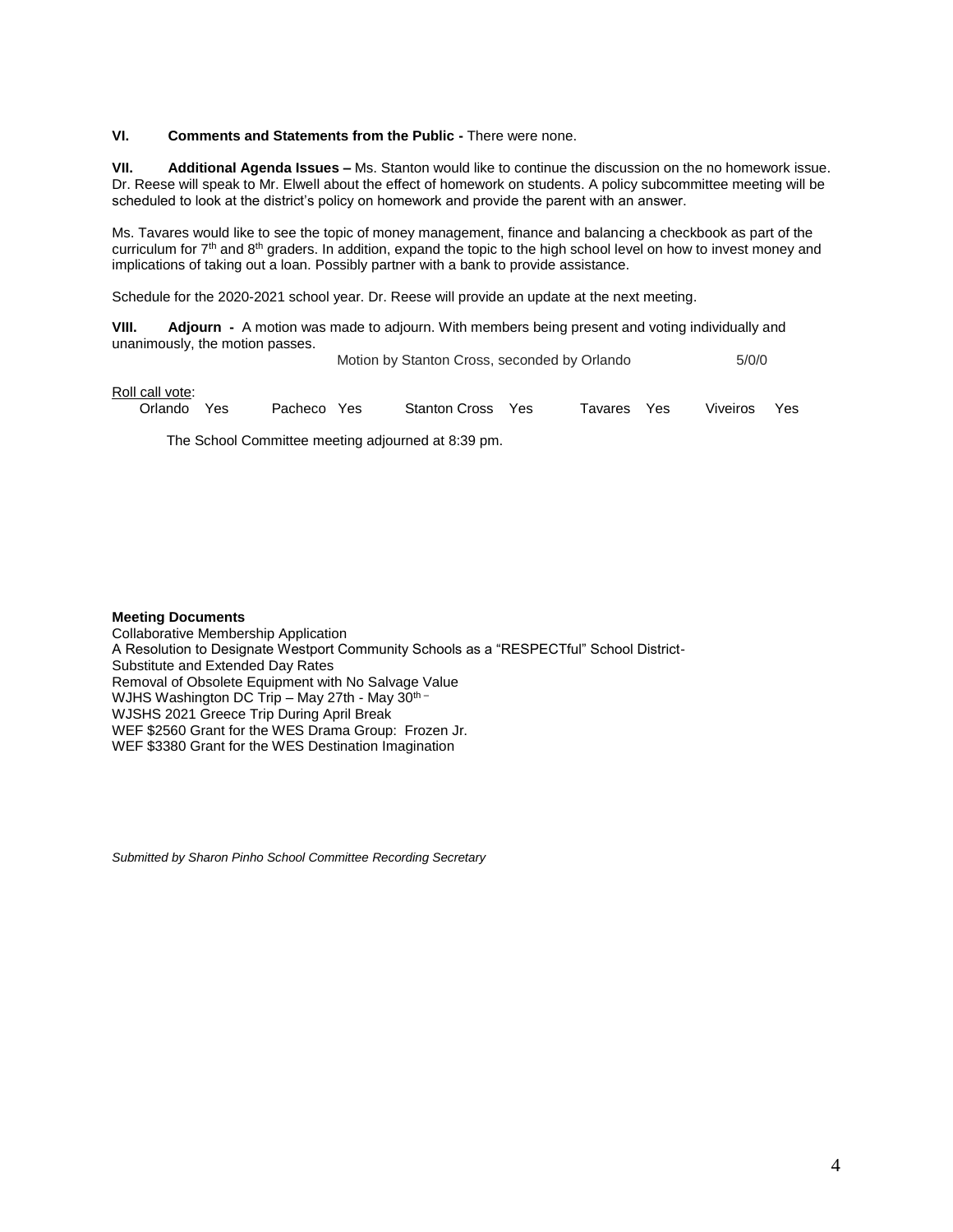**VI. Comments and Statements from the Public -** There were none.

**VII. Additional Agenda Issues –** Ms. Stanton would like to continue the discussion on the no homework issue. Dr. Reese will speak to Mr. Elwell about the effect of homework on students. A policy subcommittee meeting will be scheduled to look at the district's policy on homework and provide the parent with an answer.

Ms. Tavares would like to see the topic of money management, finance and balancing a checkbook as part of the curriculum for 7th and 8th graders. In addition, expand the topic to the high school level on how to invest money and implications of taking out a loan. Possibly partner with a bank to provide assistance.

Schedule for the 2020-2021 school year. Dr. Reese will provide an update at the next meeting.

**VIII. Adjourn -** A motion was made to adjourn. With members being present and voting individually and unanimously, the motion passes.

Motion by Stanton Cross, seconded by Orlando 5/0/0

Roll call vote:

| | | | | | | | | | |
|---|---|---|---|---|---|---|---|---|---|
| Orlando | Yes | Pacheco | Yes | Stanton Cross | Yes | Tavares | Yes | Viveiros | Yes |

The School Committee meeting adjourned at 8:39 pm.

**Meeting Documents**

Collaborative Membership Application
A Resolution to Designate Westport Community Schools as a "RESPECTful" School District-
Substitute and Extended Day Rates
Removal of Obsolete Equipment with No Salvage Value
WJHS Washington DC Trip – May 27th - May 30th –
WJSHS 2021 Greece Trip During April Break
WEF $2560 Grant for the WES Drama Group: Frozen Jr.
WEF $3380 Grant for the WES Destination Imagination

*Submitted by Sharon Pinho School Committee Recording Secretary*